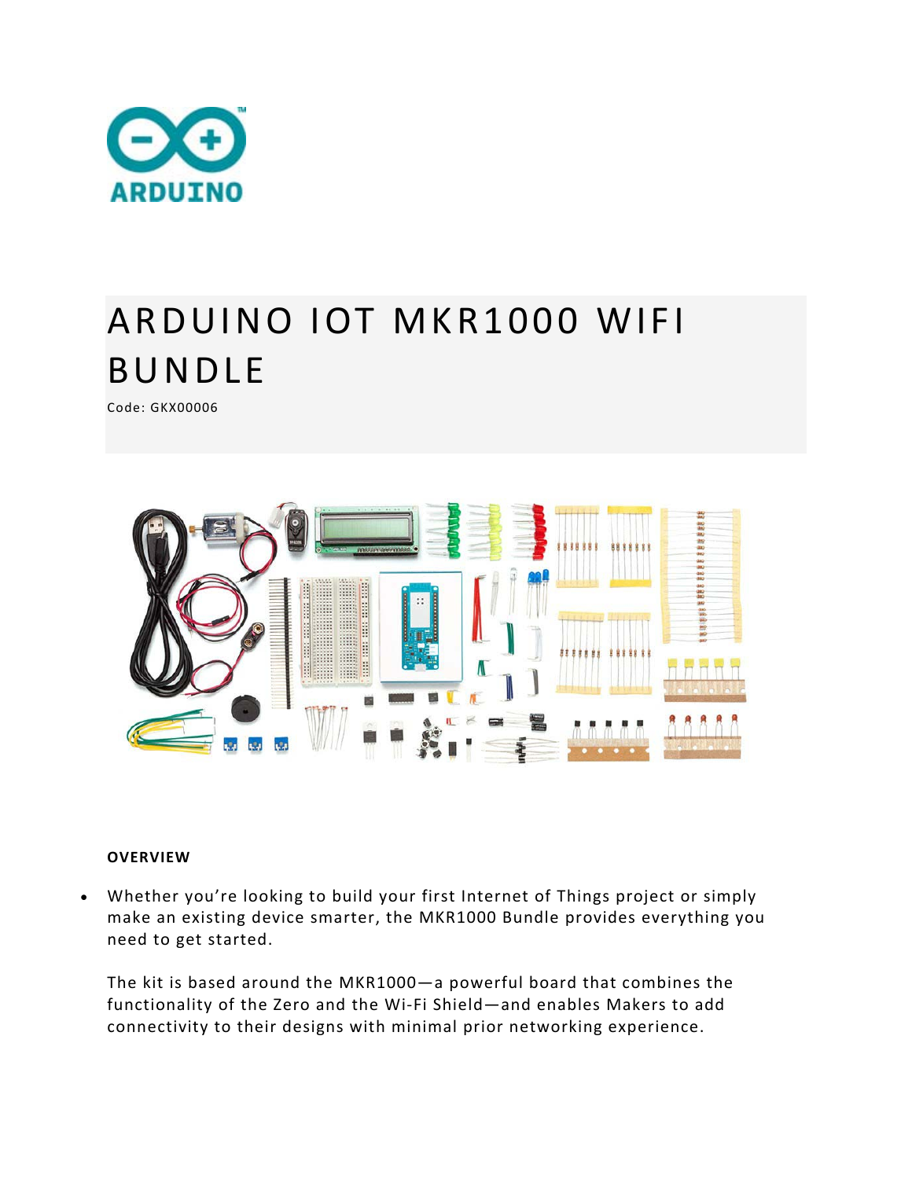# ARDUINO IOT MKR1000 WIFI BUNDLE

Code: GKX00006

**OVERVIEW**

- Whether you're looking to build your first Internet of Things project or simply make an existing device smarter, the MKR1000 Bundle provides everything you need to get started.

  The kit is based around the MKR1000—a powerful board that combines the functionality of the Zero and the Wi-Fi Shield—and enables Makers to add connectivity to their designs with minimal prior networking experience.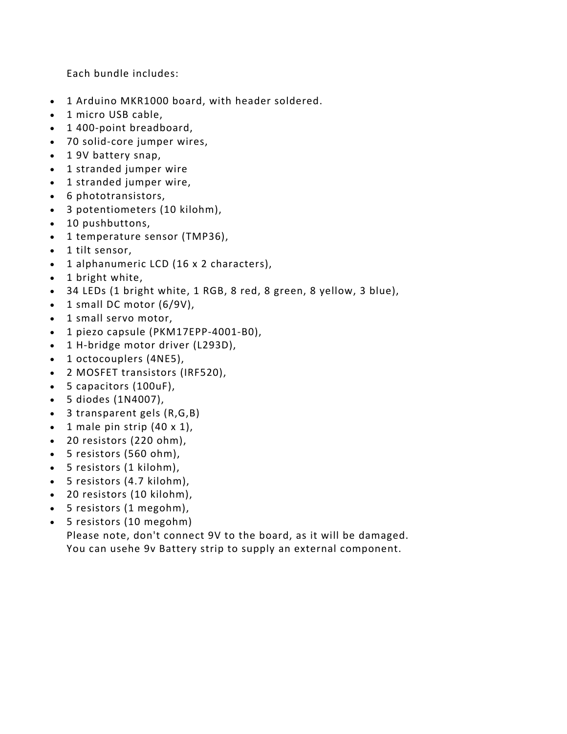Each bundle includes:

- 1 Arduino MKR1000 board, with header soldered.
- 1 micro USB cable,
- 1 400-point breadboard,
- 70 solid-core jumper wires,
- 1 9V battery snap,
- 1 stranded jumper wire
- 1 stranded jumper wire,
- 6 phototransistors,
- 3 potentiometers (10 kilohm),
- 10 pushbuttons,
- 1 temperature sensor (TMP36),
- 1 tilt sensor,
- 1 alphanumeric LCD (16 x 2 characters),
- 1 bright white,
- 34 LEDs (1 bright white, 1 RGB, 8 red, 8 green, 8 yellow, 3 blue),
- 1 small DC motor (6/9V),
- 1 small servo motor,
- 1 piezo capsule (PKM17EPP-4001-B0),
- 1 H-bridge motor driver (L293D),
- 1 octocouplers (4NE5),
- 2 MOSFET transistors (IRF520),
- 5 capacitors (100uF),
- 5 diodes (1N4007),
- 3 transparent gels (R,G,B)
- 1 male pin strip (40 x 1),
- 20 resistors (220 ohm),
- 5 resistors (560 ohm),
- 5 resistors (1 kilohm),
- 5 resistors (4.7 kilohm),
- 20 resistors (10 kilohm),
- 5 resistors (1 megohm),
- 5 resistors (10 megohm)
  Please note, don't connect 9V to the board, as it will be damaged.
  You can usehe 9v Battery strip to supply an external component.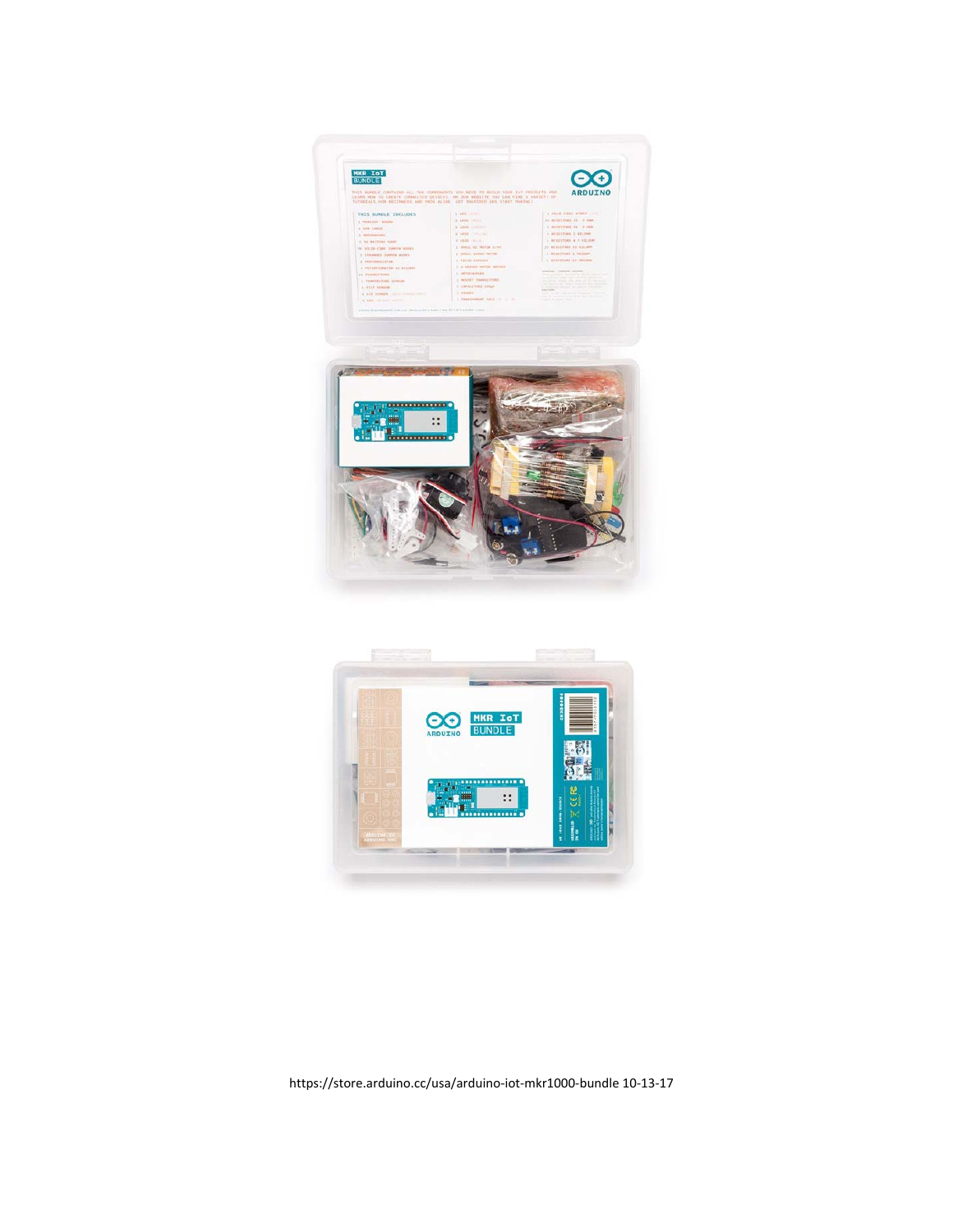https://store.arduino.cc/usa/arduino-iot-mkr1000-bundle 10-13-17